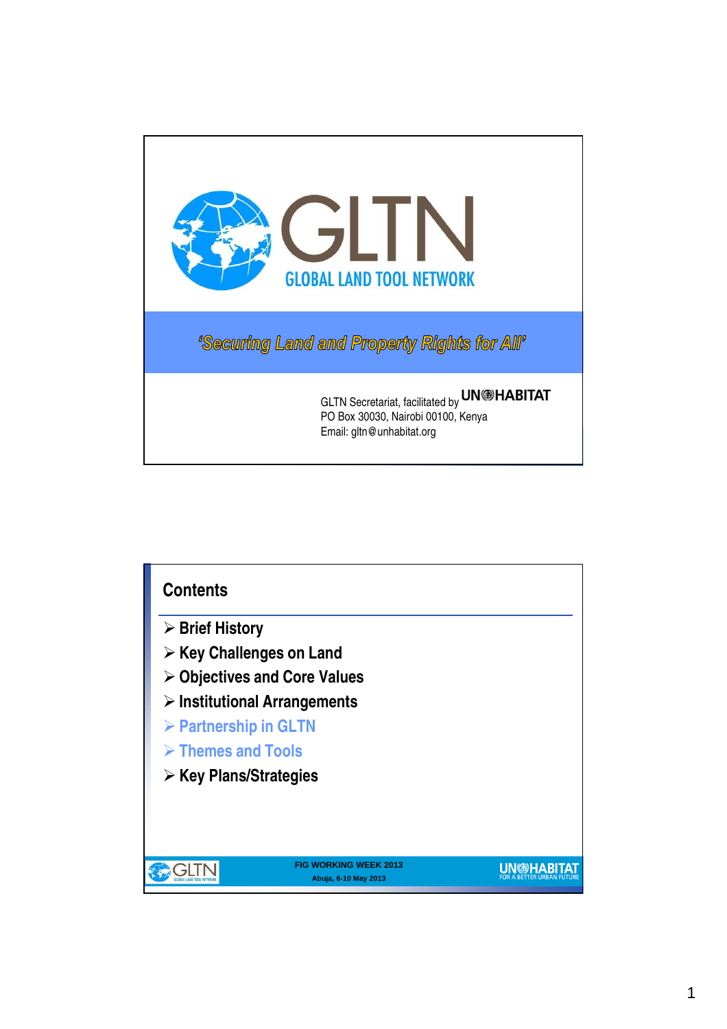# GLTN

## GLOBAL LAND TOOL NETWORK

*'Securing Land and Property Rights for All'*

GLTN Secretariat, facilitated by UN-HABITAT
PO Box 30030, Nairobi 00100, Kenya
Email: gltn@unhabitat.org

---

## Contents

- Brief History
- Key Challenges on Land
- Objectives and Core Values
- Institutional Arrangements
- Partnership in GLTN
- Themes and Tools
- Key Plans/Strategies

FIG WORKING WEEK 2013
Abuja, 6-10 May 2013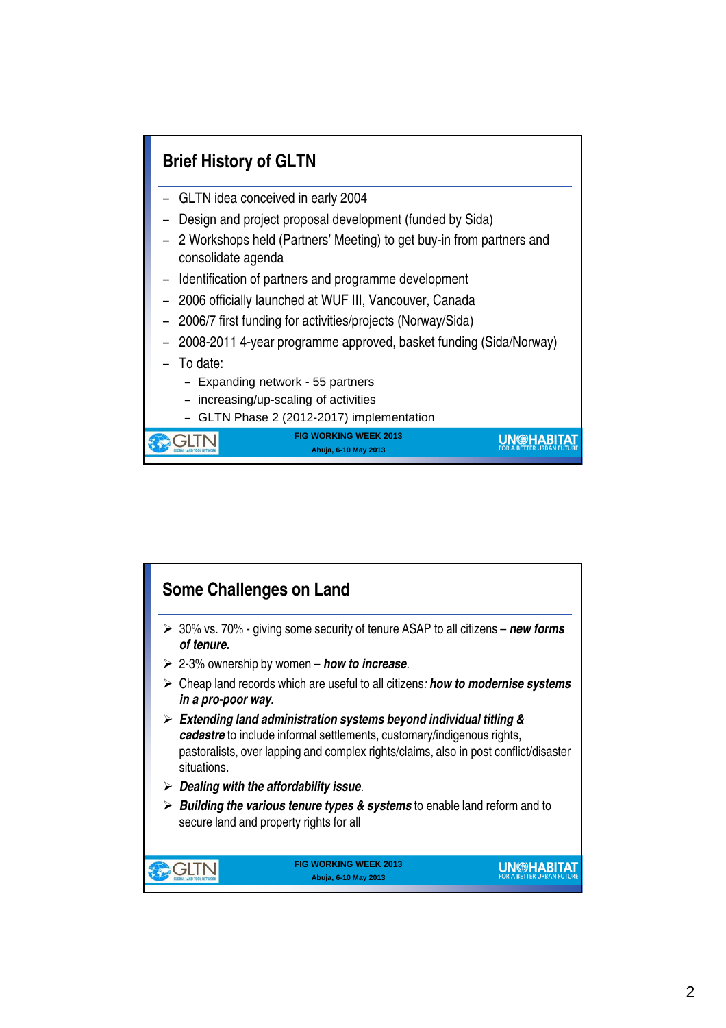## Brief History of GLTN

- GLTN idea conceived in early 2004
- Design and project proposal development (funded by Sida)
- 2 Workshops held (Partners' Meeting) to get buy-in from partners and consolidate agenda
- Identification of partners and programme development
- 2006 officially launched at WUF III, Vancouver, Canada
- 2006/7 first funding for activities/projects (Norway/Sida)
- 2008-2011 4-year programme approved, basket funding (Sida/Norway)
- To date:
  - Expanding network - 55 partners
  - increasing/up-scaling of activities
  - GLTN Phase 2 (2012-2017) implementation

FIG WORKING WEEK 2013
Abuja, 6-10 May 2013

## Some Challenges on Land

- 30% vs. 70% - giving some security of tenure ASAP to all citizens – ***new forms of tenure.***
- 2-3% ownership by women – ***how to increase***.
- Cheap land records which are useful to all citizens: ***how to modernise systems in a pro-poor way.***
- ***Extending land administration systems beyond individual titling & cadastre*** to include informal settlements, customary/indigenous rights, pastoralists, over lapping and complex rights/claims, also in post conflict/disaster situations.
- ***Dealing with the affordability issue***.
- ***Building the various tenure types & systems*** to enable land reform and to secure land and property rights for all

FIG WORKING WEEK 2013
Abuja, 6-10 May 2013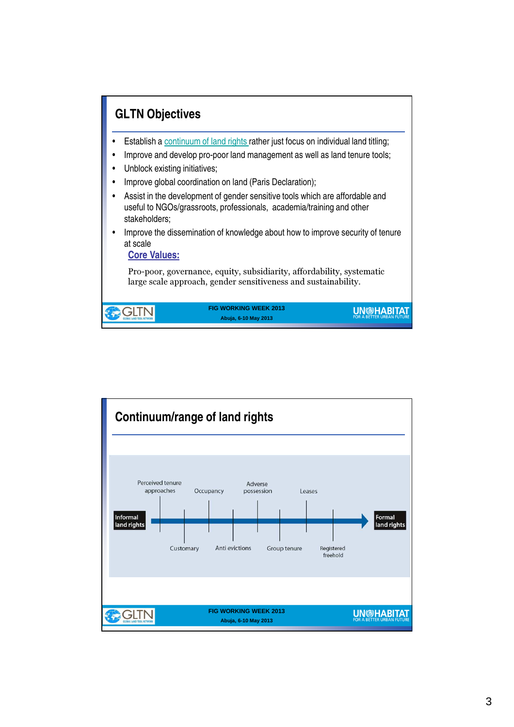## GLTN Objectives

- Establish a continuum of land rights rather just focus on individual land titling;
- Improve and develop pro-poor land management as well as land tenure tools;
- Unblock existing initiatives;
- Improve global coordination on land (Paris Declaration);
- Assist in the development of gender sensitive tools which are affordable and useful to NGOs/grassroots, professionals, academia/training and other stakeholders;
- Improve the dissemination of knowledge about how to improve security of tenure at scale

**Core Values:**

Pro-poor, governance, equity, subsidiarity, affordability, systematic large scale approach, gender sensitiveness and sustainability.

FIG WORKING WEEK 2013
Abuja, 6-10 May 2013

## Continuum/range of land rights

Informal land rights → Perceived tenure approaches — Customary — Occupancy — Anti evictions — Adverse possession — Group tenure — Leases — Registered freehold → Formal land rights

FIG WORKING WEEK 2013
Abuja, 6-10 May 2013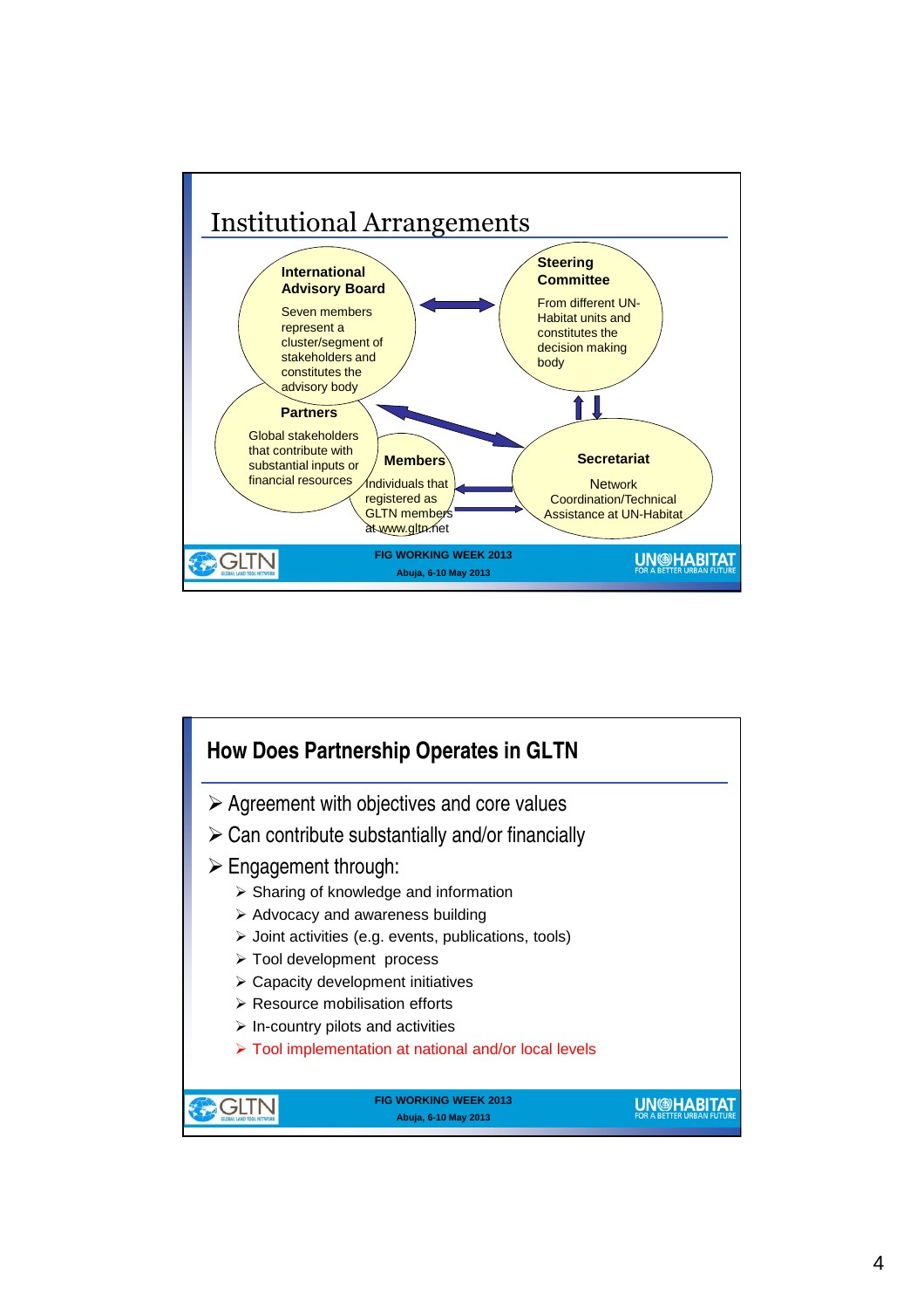## Institutional Arrangements

**International Advisory Board**

Seven members represent a cluster/segment of stakeholders and constitutes the advisory body

**Steering Committee**

From different UN-Habitat units and constitutes the decision making body

**Partners**

Global stakeholders that contribute with substantial inputs or financial resources

**Members**

Individuals that registered as GLTN members at www.gltn.net

**Secretariat**

Network Coordination/Technical Assistance at UN-Habitat

## How Does Partnership Operates in GLTN

- Agreement with objectives and core values
- Can contribute substantially and/or financially
- Engagement through:
  - Sharing of knowledge and information
  - Advocacy and awareness building
  - Joint activities (e.g. events, publications, tools)
  - Tool development process
  - Capacity development initiatives
  - Resource mobilisation efforts
  - In-country pilots and activities
  - Tool implementation at national and/or local levels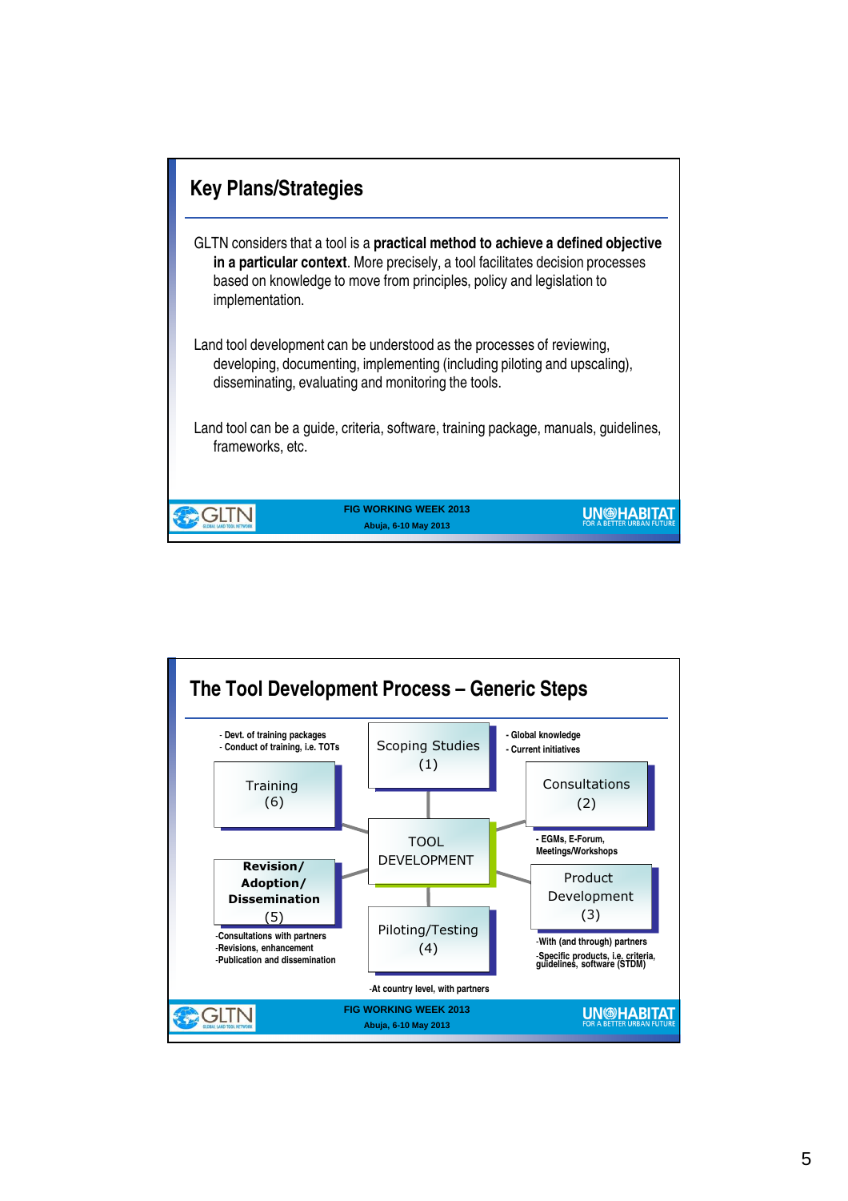## Key Plans/Strategies

GLTN considers that a tool is a **practical method to achieve a defined objective in a particular context**. More precisely, a tool facilitates decision processes based on knowledge to move from principles, policy and legislation to implementation.

Land tool development can be understood as the processes of reviewing, developing, documenting, implementing (including piloting and upscaling), disseminating, evaluating and monitoring the tools.

Land tool can be a guide, criteria, software, training package, manuals, guidelines, frameworks, etc.

FIG WORKING WEEK 2013
Abuja, 6-10 May 2013

## The Tool Development Process – Generic Steps

**TOOL DEVELOPMENT**

**Scoping Studies (1)**
- Global knowledge
- Current initiatives

**Consultations (2)**
- EGMs, E-Forum, Meetings/Workshops

**Product Development (3)**
- With (and through) partners
- Specific products, i.e. criteria, guidelines, software (STDM)

**Piloting/Testing (4)**
- At country level, with partners

**Revision/ Adoption/ Dissemination (5)**
- Consultations with partners
- Revisions, enhancement
- Publication and dissemination

**Training (6)**
- Devt. of training packages
- Conduct of training, i.e. TOTs

FIG WORKING WEEK 2013
Abuja, 6-10 May 2013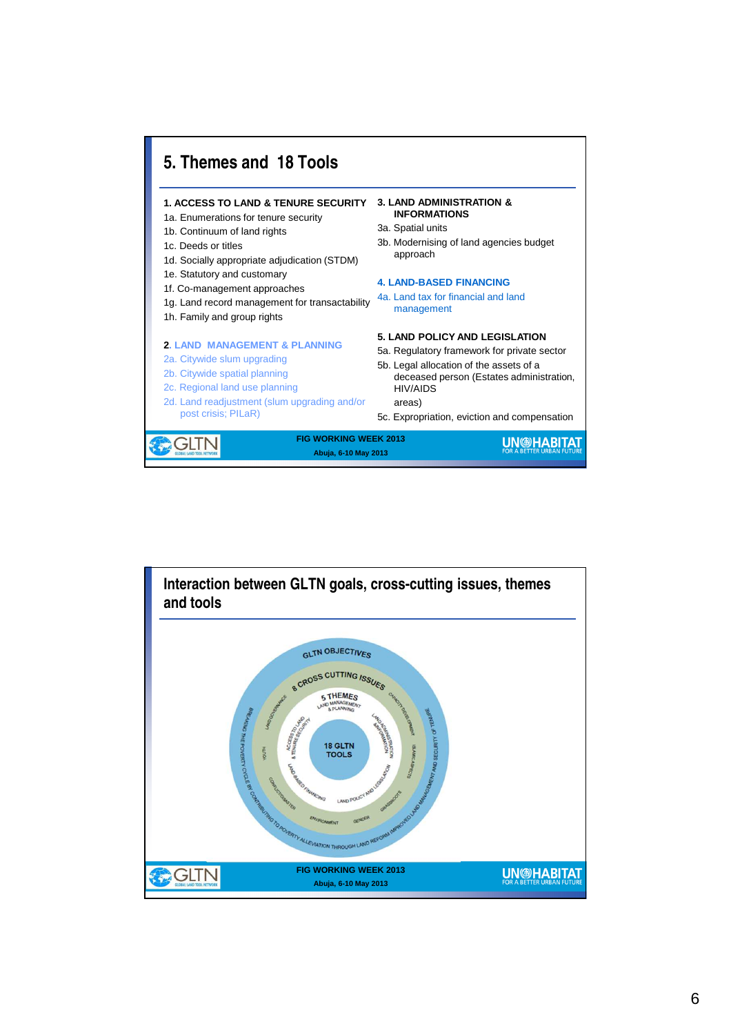## 5. Themes and 18 Tools

**1. ACCESS TO LAND & TENURE SECURITY**

1a. Enumerations for tenure security
1b. Continuum of land rights
1c. Deeds or titles
1d. Socially appropriate adjudication (STDM)
1e. Statutory and customary
1f. Co-management approaches
1g. Land record management for transactability
1h. Family and group rights

**2. LAND MANAGEMENT & PLANNING**

2a. Citywide slum upgrading
2b. Citywide spatial planning
2c. Regional land use planning
2d. Land readjustment (slum upgrading and/or post crisis; PILaR)

**3. LAND ADMINISTRATION & INFORMATIONS**

3a. Spatial units
3b. Modernising of land agencies budget approach

**4. LAND-BASED FINANCING**

4a. Land tax for financial and land management

**5. LAND POLICY AND LEGISLATION**

5a. Regulatory framework for private sector
5b. Legal allocation of the assets of a deceased person (Estates administration, HIV/AIDS areas)
5c. Expropriation, eviction and compensation

FIG WORKING WEEK 2013
Abuja, 6-10 May 2013

## Interaction between GLTN goals, cross-cutting issues, themes and tools

GLTN OBJECTIVES
8 CROSS CUTTING ISSUES
5 THEMES
18 GLTN TOOLS

FIG WORKING WEEK 2013
Abuja, 6-10 May 2013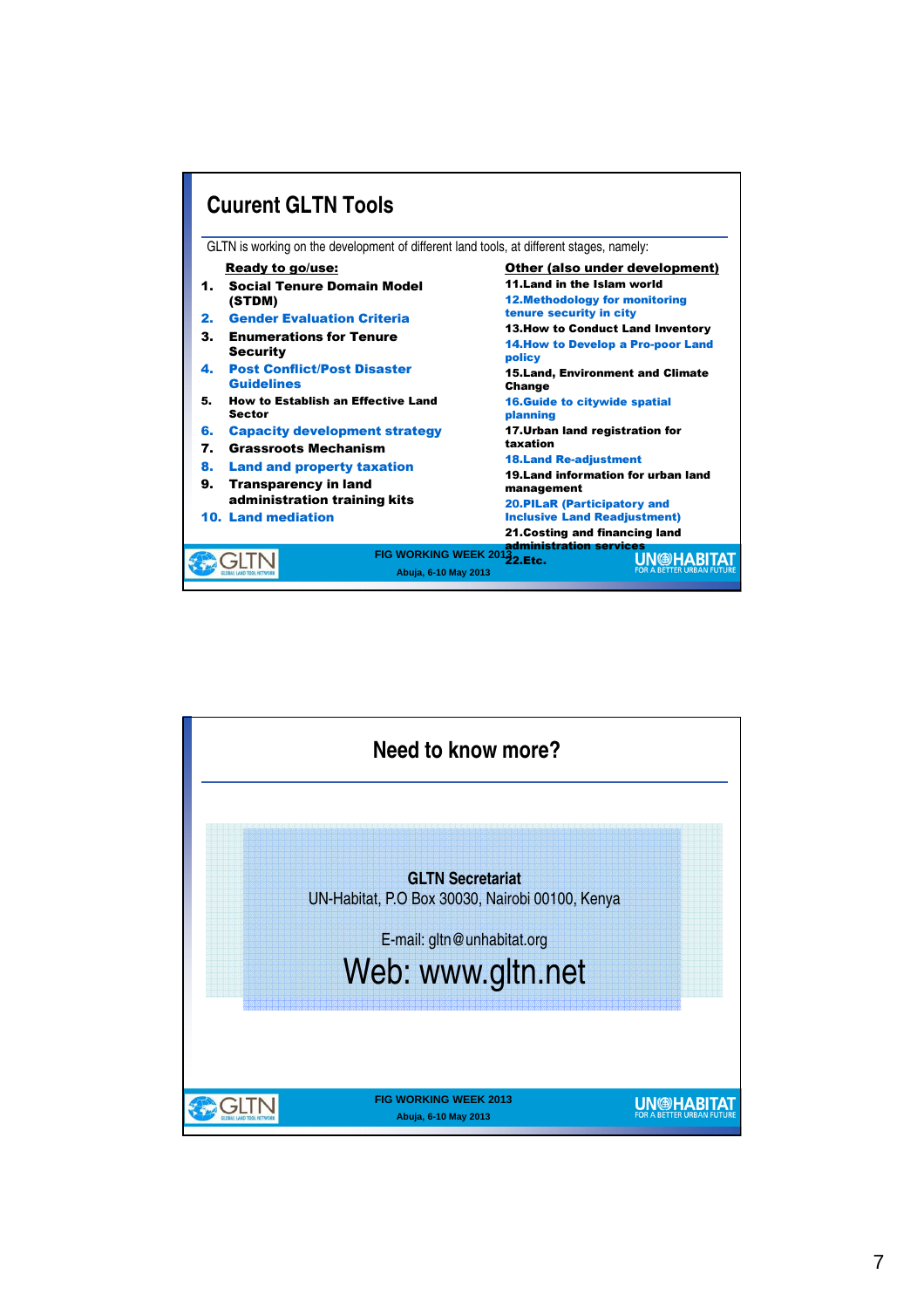## Cuurent GLTN Tools

GLTN is working on the development of different land tools, at different stages, namely:

**Ready to go/use:**

1. **Social Tenure Domain Model (STDM)**
2. **Gender Evaluation Criteria**
3. **Enumerations for Tenure Security**
4. **Post Conflict/Post Disaster Guidelines**
5. **How to Establish an Effective Land Sector**
6. **Capacity development strategy**
7. **Grassroots Mechanism**
8. **Land and property taxation**
9. **Transparency in land administration training kits**
10. **Land mediation**

**Other (also under development)**

11. **Land in the Islam world**
12. **Methodology for monitoring tenure security in city**
13. **How to Conduct Land Inventory**
14. **How to Develop a Pro-poor Land policy**
15. **Land, Environment and Climate Change**
16. **Guide to citywide spatial planning**
17. **Urban land registration for taxation**
18. **Land Re-adjustment**
19. **Land information for urban land management**
20. **PILaR (Participatory and Inclusive Land Readjustment)**
21. **Costing and financing land administration services**
22. **Etc.**

FIG WORKING WEEK 2013
Abuja, 6-10 May 2013

## Need to know more?

**GLTN Secretariat**
UN-Habitat, P.O Box 30030, Nairobi 00100, Kenya

E-mail: gltn@unhabitat.org

Web: www.gltn.net

FIG WORKING WEEK 2013
Abuja, 6-10 May 2013